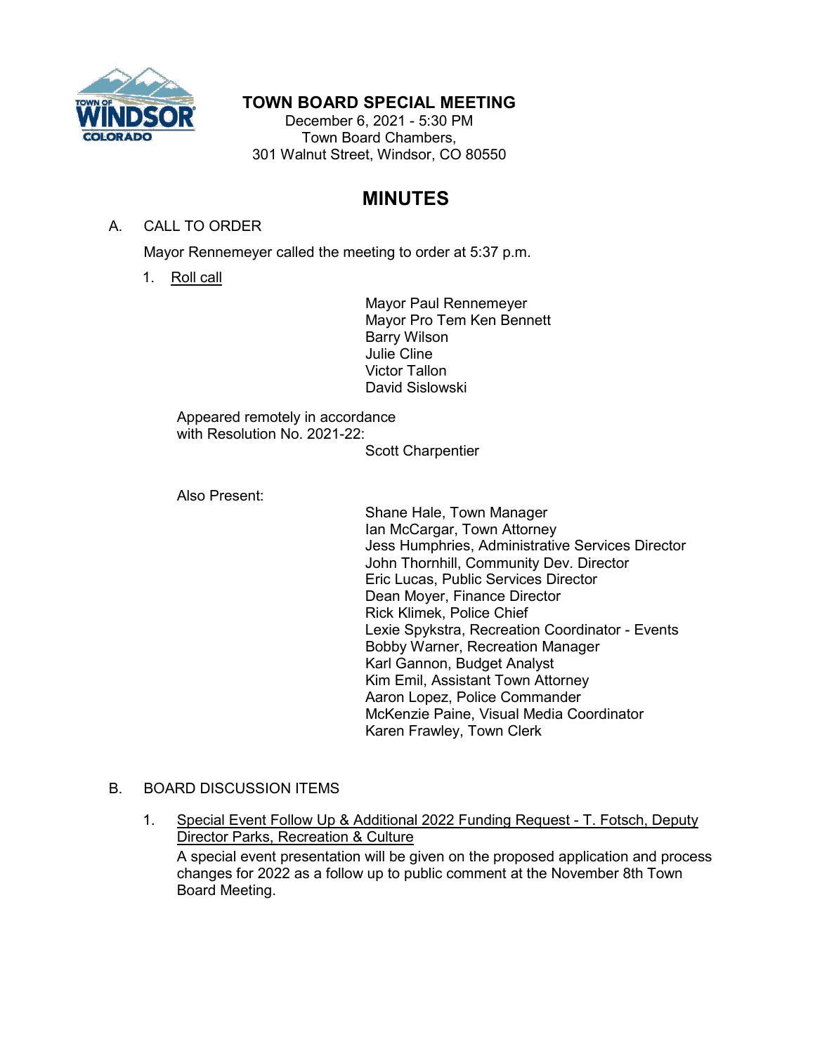# TOWN BOARD SPECIAL MEETING

December 6, 2021 - 5:30 PM
Town Board Chambers,
301 Walnut Street, Windsor, CO 80550

# MINUTES

A. CALL TO ORDER

Mayor Rennemeyer called the meeting to order at 5:37 p.m.

1. Roll call

Mayor Paul Rennemeyer
Mayor Pro Tem Ken Bennett
Barry Wilson
Julie Cline
Victor Tallon
David Sislowski

Appeared remotely in accordance with Resolution No. 2021-22:

Scott Charpentier

Also Present:

Shane Hale, Town Manager
Ian McCargar, Town Attorney
Jess Humphries, Administrative Services Director
John Thornhill, Community Dev. Director
Eric Lucas, Public Services Director
Dean Moyer, Finance Director
Rick Klimek, Police Chief
Lexie Spykstra, Recreation Coordinator - Events
Bobby Warner, Recreation Manager
Karl Gannon, Budget Analyst
Kim Emil, Assistant Town Attorney
Aaron Lopez, Police Commander
McKenzie Paine, Visual Media Coordinator
Karen Frawley, Town Clerk

B. BOARD DISCUSSION ITEMS

1. Special Event Follow Up & Additional 2022 Funding Request - T. Fotsch, Deputy Director Parks, Recreation & Culture

A special event presentation will be given on the proposed application and process changes for 2022 as a follow up to public comment at the November 8th Town Board Meeting.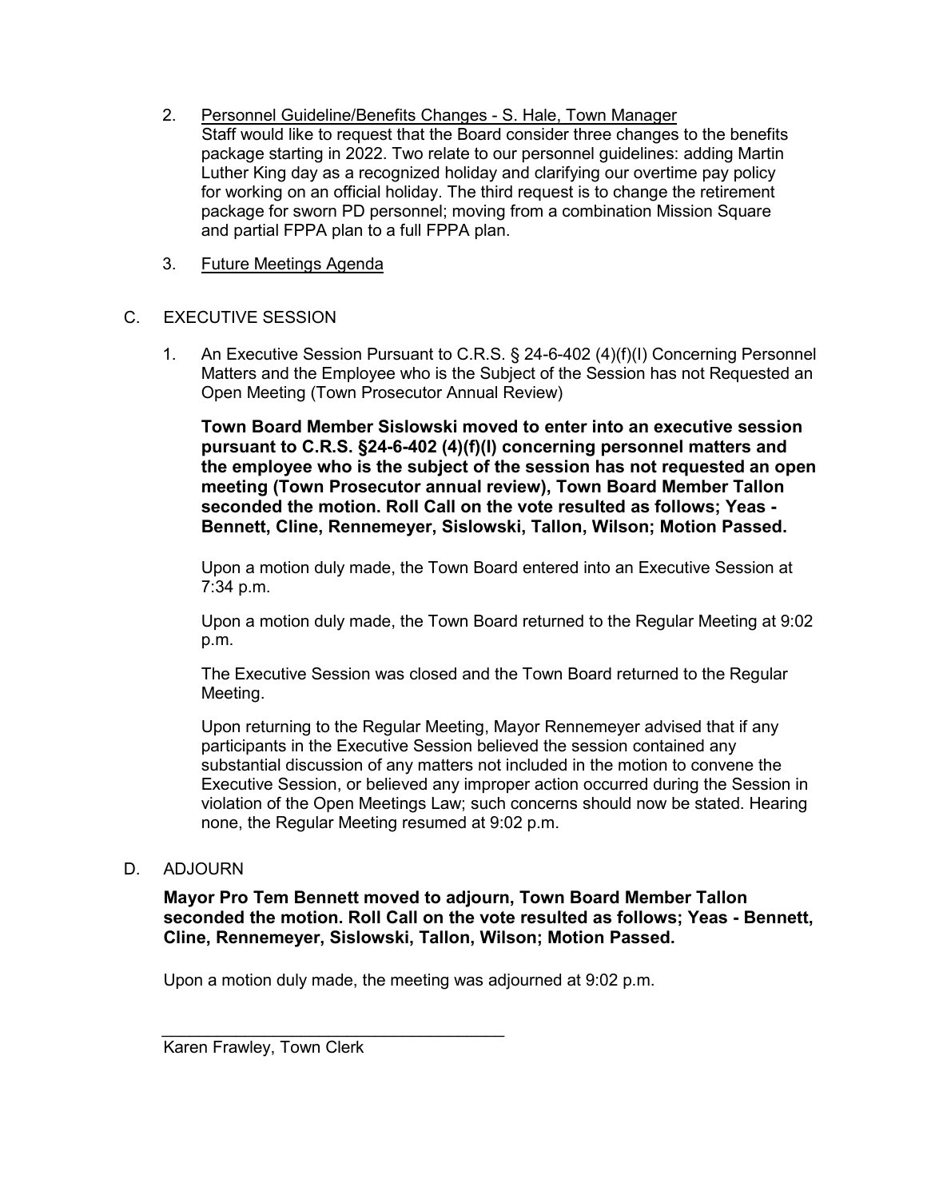2. <u>Personnel Guideline/Benefits Changes - S. Hale, Town Manager</u>
   Staff would like to request that the Board consider three changes to the benefits package starting in 2022. Two relate to our personnel guidelines: adding Martin Luther King day as a recognized holiday and clarifying our overtime pay policy for working on an official holiday. The third request is to change the retirement package for sworn PD personnel; moving from a combination Mission Square and partial FPPA plan to a full FPPA plan.

3. <u>Future Meetings Agenda</u>

C. EXECUTIVE SESSION

1. An Executive Session Pursuant to C.R.S. § 24-6-402 (4)(f)(I) Concerning Personnel Matters and the Employee who is the Subject of the Session has not Requested an Open Meeting (Town Prosecutor Annual Review)

   **Town Board Member Sislowski moved to enter into an executive session pursuant to C.R.S. §24-6-402 (4)(f)(I) concerning personnel matters and the employee who is the subject of the session has not requested an open meeting (Town Prosecutor annual review), Town Board Member Tallon seconded the motion. Roll Call on the vote resulted as follows; Yeas - Bennett, Cline, Rennemeyer, Sislowski, Tallon, Wilson; Motion Passed.**

   Upon a motion duly made, the Town Board entered into an Executive Session at 7:34 p.m.

   Upon a motion duly made, the Town Board returned to the Regular Meeting at 9:02 p.m.

   The Executive Session was closed and the Town Board returned to the Regular Meeting.

   Upon returning to the Regular Meeting, Mayor Rennemeyer advised that if any participants in the Executive Session believed the session contained any substantial discussion of any matters not included in the motion to convene the Executive Session, or believed any improper action occurred during the Session in violation of the Open Meetings Law; such concerns should now be stated. Hearing none, the Regular Meeting resumed at 9:02 p.m.

D. ADJOURN

   **Mayor Pro Tem Bennett moved to adjourn, Town Board Member Tallon seconded the motion. Roll Call on the vote resulted as follows; Yeas - Bennett, Cline, Rennemeyer, Sislowski, Tallon, Wilson; Motion Passed.**

   Upon a motion duly made, the meeting was adjourned at 9:02 p.m.

\_\_\_\_\_\_\_\_\_\_\_\_\_\_\_\_\_\_\_\_\_\_\_\_\_\_\_\_\_\_\_\_\_\_\_\_\_\_

Karen Frawley, Town Clerk